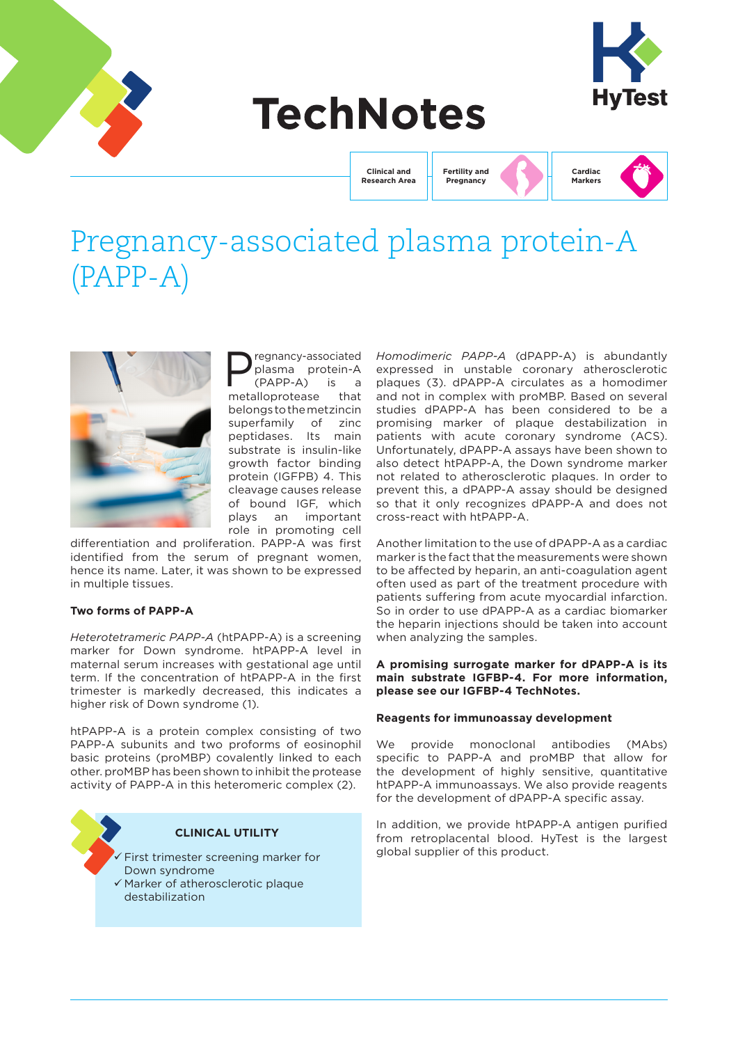# TechNotes

Clinical and Research Area | Fertility and Pregnancy | Cardiac Markers

# Pregnancy-associated plasma protein-A (PAPP-A)

Pregnancy-associated plasma protein-A (PAPP-A) is a metalloprotease that belongs to the metzincin superfamily of zinc peptidases. Its main substrate is insulin-like growth factor binding protein (IGFPB) 4. This cleavage causes release of bound IGF, which plays an important role in promoting cell differentiation and proliferation. PAPP-A was first identified from the serum of pregnant women, hence its name. Later, it was shown to be expressed in multiple tissues.

**Two forms of PAPP-A**

*Heterotetrameric PAPP-A* (htPAPP-A) is a screening marker for Down syndrome. htPAPP-A level in maternal serum increases with gestational age until term. If the concentration of htPAPP-A in the first trimester is markedly decreased, this indicates a higher risk of Down syndrome (1).

htPAPP-A is a protein complex consisting of two PAPP-A subunits and two proforms of eosinophil basic proteins (proMBP) covalently linked to each other. proMBP has been shown to inhibit the protease activity of PAPP-A in this heteromeric complex (2).

**CLINICAL UTILITY**

- ✓ First trimester screening marker for Down syndrome
- ✓ Marker of atherosclerotic plaque destabilization

*Homodimeric PAPP-A* (dPAPP-A) is abundantly expressed in unstable coronary atherosclerotic plaques (3). dPAPP-A circulates as a homodimer and not in complex with proMBP. Based on several studies dPAPP-A has been considered to be a promising marker of plaque destabilization in patients with acute coronary syndrome (ACS). Unfortunately, dPAPP-A assays have been shown to also detect htPAPP-A, the Down syndrome marker not related to atherosclerotic plaques. In order to prevent this, a dPAPP-A assay should be designed so that it only recognizes dPAPP-A and does not cross-react with htPAPP-A.

Another limitation to the use of dPAPP-A as a cardiac marker is the fact that the measurements were shown to be affected by heparin, an anti-coagulation agent often used as part of the treatment procedure with patients suffering from acute myocardial infarction. So in order to use dPAPP-A as a cardiac biomarker the heparin injections should be taken into account when analyzing the samples.

**A promising surrogate marker for dPAPP-A is its main substrate IGFBP-4. For more information, please see our IGFBP-4 TechNotes.**

**Reagents for immunoassay development**

We provide monoclonal antibodies (MAbs) specific to PAPP-A and proMBP that allow for the development of highly sensitive, quantitative htPAPP-A immunoassays. We also provide reagents for the development of dPAPP-A specific assay.

In addition, we provide htPAPP-A antigen purified from retroplacental blood. HyTest is the largest global supplier of this product.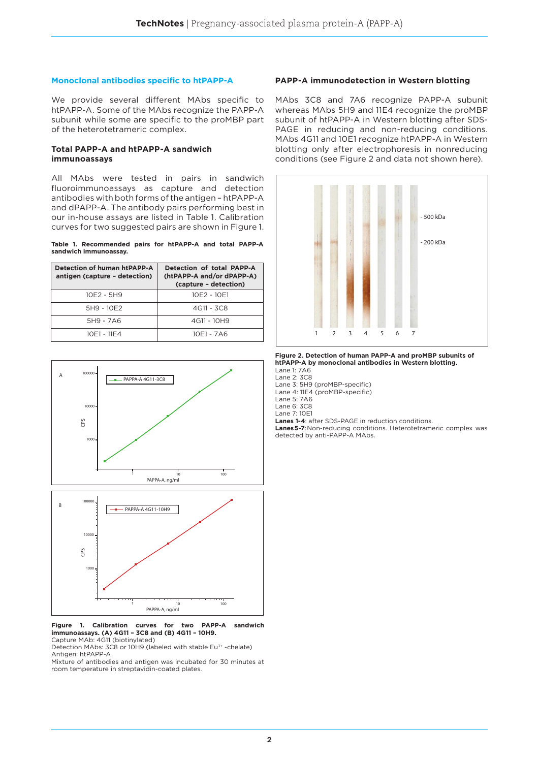## Monoclonal antibodies specific to htPAPP-A

We provide several different MAbs specific to htPAPP-A. Some of the MAbs recognize the PAPP-A subunit while some are specific to the proMBP part of the heterotetrameric complex.

### Total PAPP-A and htPAPP-A sandwich immunoassays

All MAbs were tested in pairs in sandwich fluoroimmunoassays as capture and detection antibodies with both forms of the antigen – htPAPP-A and dPAPP-A. The antibody pairs performing best in our in-house assays are listed in Table 1. Calibration curves for two suggested pairs are shown in Figure 1.

**Table 1. Recommended pairs for htPAPP-A and total PAPP-A sandwich immunoassay.**

| Detection of human htPAPP-A antigen (capture – detection) | Detection of total PAPP-A (htPAPP-A and/or dPAPP-A) (capture – detection) |
|---|---|
| 10E2 - 5H9 | 10E2 - 10E1 |
| 5H9 - 10E2 | 4G11 - 3C8 |
| 5H9 - 7A6 | 4G11 - 10H9 |
| 10E1 - 11E4 | 10E1 - 7A6 |

**Figure 1. Calibration curves for two PAPP-A sandwich immunoassays. (A) 4G11 – 3C8 and (B) 4G11 – 10H9.**
Capture MAb: 4G11 (biotinylated)
Detection MAbs: 3C8 or 10H9 (labeled with stable $Eu^{3+}$ -chelate)
Antigen: htPAPP-A
Mixture of antibodies and antigen was incubated for 30 minutes at room temperature in streptavidin-coated plates.

## PAPP-A immunodetection in Western blotting

MAbs 3C8 and 7A6 recognize PAPP-A subunit whereas MAbs 5H9 and 11E4 recognize the proMBP subunit of htPAPP-A in Western blotting after SDS-PAGE in reducing and non-reducing conditions. MAbs 4G11 and 10E1 recognize htPAPP-A in Western blotting only after electrophoresis in nonreducing conditions (see Figure 2 and data not shown here).

**Figure 2. Detection of human PAPP-A and proMBP subunits of htPAPP-A by monoclonal antibodies in Western blotting.**
Lane 1: 7A6
Lane 2: 3C8
Lane 3: 5H9 (proMBP-specific)
Lane 4: 11E4 (proMBP-specific)
Lane 5: 7A6
Lane 6: 3C8
Lane 7: 10E1
**Lanes 1-4**: after SDS-PAGE in reduction conditions.
**Lanes 5-7**: Non-reducing conditions. Heterotetrameric complex was detected by anti-PAPP-A MAbs.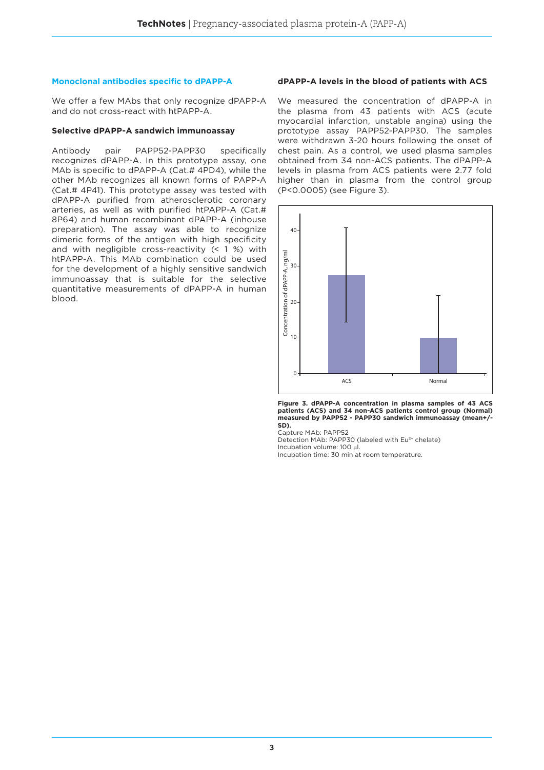### Monoclonal antibodies specific to dPAPP-A

We offer a few MAbs that only recognize dPAPP-A and do not cross-react with htPAPP-A.

#### Selective dPAPP-A sandwich immunoassay

Antibody pair PAPP52-PAPP30 specifically recognizes dPAPP-A. In this prototype assay, one MAb is specific to dPAPP-A (Cat.# 4PD4), while the other MAb recognizes all known forms of PAPP-A (Cat.# 4P41). This prototype assay was tested with dPAPP-A purified from atherosclerotic coronary arteries, as well as with purified htPAPP-A (Cat.# 8P64) and human recombinant dPAPP-A (inhouse preparation). The assay was able to recognize dimeric forms of the antigen with high specificity and with negligible cross-reactivity (< 1 %) with htPAPP-A. This MAb combination could be used for the development of a highly sensitive sandwich immunoassay that is suitable for the selective quantitative measurements of dPAPP-A in human blood.

#### dPAPP-A levels in the blood of patients with ACS

We measured the concentration of dPAPP-A in the plasma from 43 patients with ACS (acute myocardial infarction, unstable angina) using the prototype assay PAPP52-PAPP30. The samples were withdrawn 3-20 hours following the onset of chest pain. As a control, we used plasma samples obtained from 34 non-ACS patients. The dPAPP-A levels in plasma from ACS patients were 2.77 fold higher than in plasma from the control group (P<0.0005) (see Figure 3).

**Figure 3. dPAPP-A concentration in plasma samples of 43 ACS patients (ACS) and 34 non-ACS patients control group (Normal) measured by PAPP52 - PAPP30 sandwich immunoassay (mean+/-SD).**

Capture MAb: PAPP52
Detection MAb: PAPP30 (labeled with $Eu^{3+}$ chelate)
Incubation volume: 100 µl.
Incubation time: 30 min at room temperature.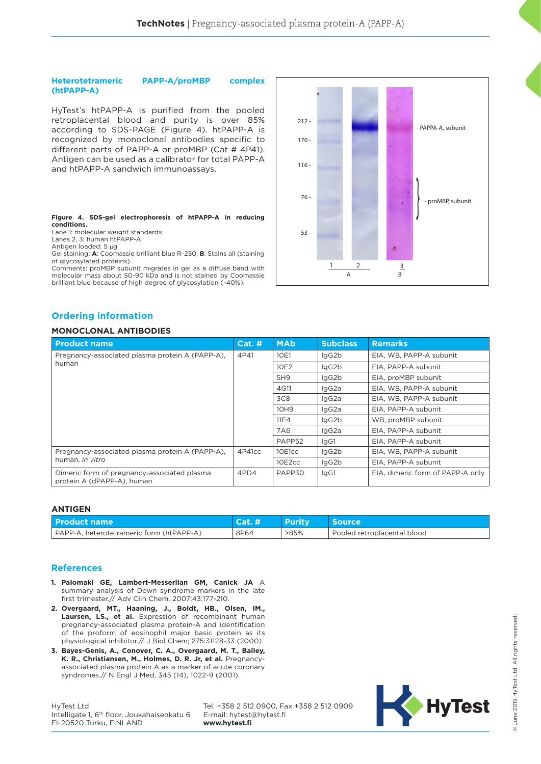## Heterotetrameric PAPP-A/proMBP complex (htPAPP-A)

HyTest's htPAPP-A is purified from the pooled retroplacental blood and purity is over 85% according to SDS-PAGE (Figure 4). htPAPP-A is recognized by monoclonal antibodies specific to different parts of PAPP-A or proMBP (Cat # 4P41). Antigen can be used as a calibrator for total PAPP-A and htPAPP-A sandwich immunoassays.

212 -
170 -
116 -
76 -
53 -
- PAPPA-A, subunit
- proMBP, subunit
1 2 3
A B

**Figure 4. SDS-gel electrophoresis of htPAPP-A in reducing conditions.**
Lane 1: molecular weight standards
Lanes 2, 3: human htPAPP-A
Antigen loaded: 5 µg
Gel staining: **A**: Coomassie brilliant blue R-250, **B**: Stains all (staining of glycosylated proteins).
Comments: proMBP subunit migrates in gel as a diffuse band with molecular mass about 50-90 kDa and is not stained by Coomassie brilliant blue because of high degree of glycosylation (~40%).

## Ordering information

### MONOCLONAL ANTIBODIES

| Product name | Cat. # | MAb | Subclass | Remarks |
|---|---|---|---|---|
| Pregnancy-associated plasma protein A (PAPP-A), human | 4P41 | 10E1 | IgG2b | EIA, WB, PAPP-A subunit |
| | | 10E2 | IgG2b | EIA, PAPP-A subunit |
| | | 5H9 | IgG2b | EIA, proMBP subunit |
| | | 4G11 | IgG2a | EIA, WB, PAPP-A subunit |
| | | 3C8 | IgG2a | EIA, WB, PAPP-A subunit |
| | | 10H9 | IgG2a | EIA, PAPP-A subunit |
| | | 11E4 | IgG2b | WB, proMBP subunit |
| | | 7A6 | IgG2a | EIA, PAPP-A subunit |
| | | PAPP52 | IgG1 | EIA, PAPP-A subunit |
| Pregnancy-associated plasma protein A (PAPP-A), human, *in vitro* | 4P41cc | 10E1cc | IgG2b | EIA, WB, PAPP-A subunit |
| | | 10E2cc | IgG2b | EIA, PAPP-A subunit |
| Dimeric form of pregnancy-associated plasma protein A (dPAPP-A), human | 4PD4 | PAPP30 | IgG1 | EIA, dimeric form of PAPP-A only |

### ANTIGEN

| Product name | Cat. # | Purity | Source |
|---|---|---|---|
| PAPP-A, heterotetrameric form (htPAPP-A) | 8P64 | >85% | Pooled retroplacental blood |

## References

1. **Palomaki GE, Lambert-Messerlian GM, Canick JA** A summary analysis of Down syndrome markers in the late first trimester.// Adv Clin Chem. 2007;43:177-210.
2. **Overgaard, MT., Haaning, J., Boldt, HB., Olsen, IM., Laursen, LS., et al.** Expression of recombinant human pregnancy-associated plasma protein-A and identification of the proform of eosinophil major basic protein as its physiological inhibitor.// J Biol Chem; 275:31128-33 (2000).
3. **Bayes-Genis, A., Conover, C. A., Overgaard, M. T., Bailey, K. R., Christiansen, M., Holmes, D. R. Jr, et al.** Pregnancy-associated plasma protein A as a marker of acute coronary syndromes.// N Engl J Med, 345 (14), 1022-9 (2001).

HyTest Ltd
Intelligate 1, 6th floor, Joukahaisenkatu 6
FI-20520 Turku, FINLAND

Tel. +358 2 512 0900, Fax +358 2 512 0909
E-mail: hytest@hytest.fi
**www.hytest.fi**

© June 2019 HyTest Ltd. All rights reserved.